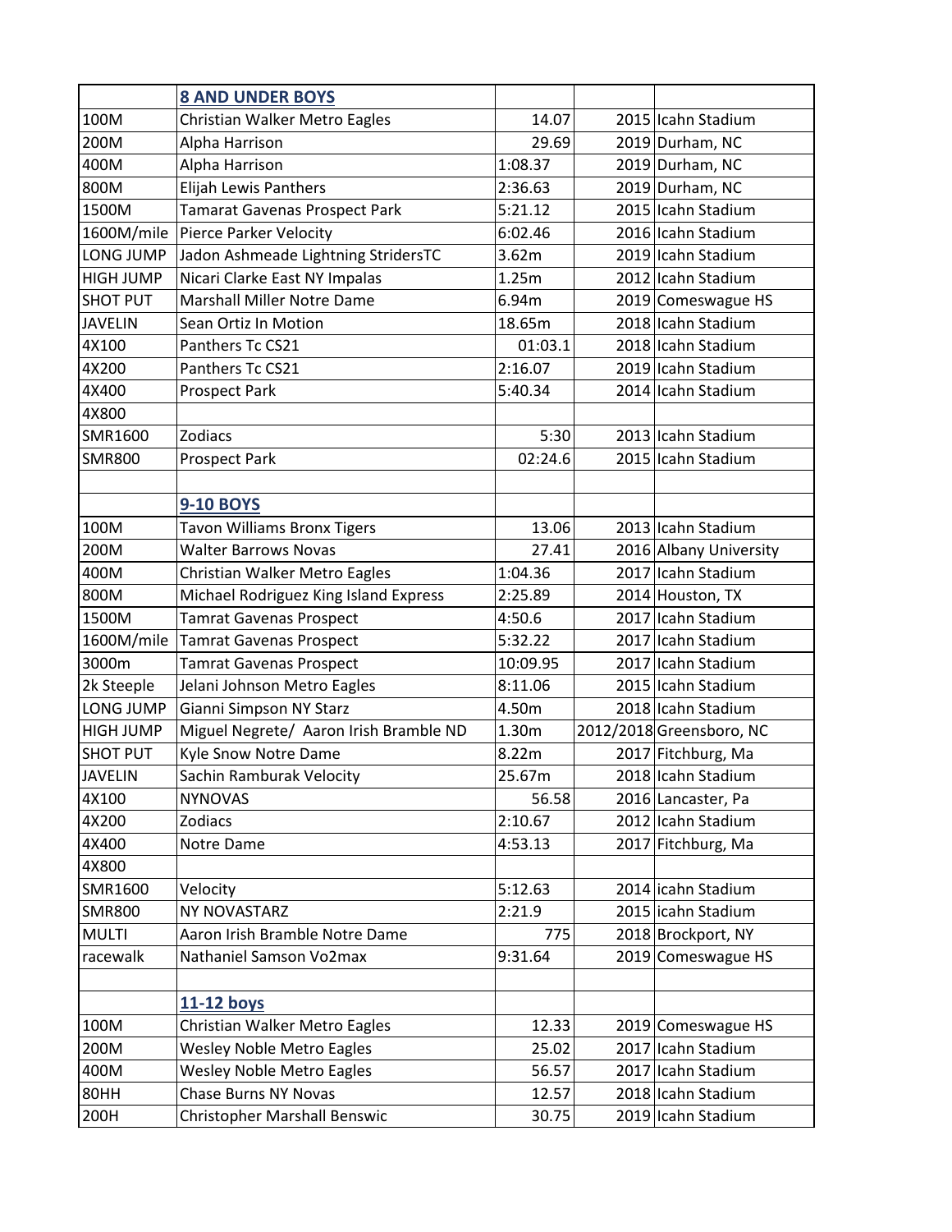| | **8 AND UNDER BOYS** | | | |
|---|---|---|---|---|
| 100M | Christian Walker Metro Eagles | 14.07 | 2015 | Icahn Stadium |
| 200M | Alpha Harrison | 29.69 | 2019 | Durham, NC |
| 400M | Alpha Harrison | 1:08.37 | 2019 | Durham, NC |
| 800M | Elijah Lewis Panthers | 2:36.63 | 2019 | Durham, NC |
| 1500M | Tamarat Gavenas Prospect Park | 5:21.12 | 2015 | Icahn Stadium |
| 1600M/mile | Pierce Parker Velocity | 6:02.46 | 2016 | Icahn Stadium |
| LONG JUMP | Jadon Ashmeade Lightning StridersTC | 3.62m | 2019 | Icahn Stadium |
| HIGH JUMP | Nicari Clarke East NY Impalas | 1.25m | 2012 | Icahn Stadium |
| SHOT PUT | Marshall Miller Notre Dame | 6.94m | 2019 | Comeswague HS |
| JAVELIN | Sean Ortiz In Motion | 18.65m | 2018 | Icahn Stadium |
| 4X100 | Panthers Tc CS21 | 01:03.1 | 2018 | Icahn Stadium |
| 4X200 | Panthers Tc CS21 | 2:16.07 | 2019 | Icahn Stadium |
| 4X400 | Prospect Park | 5:40.34 | 2014 | Icahn Stadium |
| 4X800 | | | | |
| SMR1600 | Zodiacs | 5:30 | 2013 | Icahn Stadium |
| SMR800 | Prospect Park | 02:24.6 | 2015 | Icahn Stadium |
| | | | | |
| | **9-10 BOYS** | | | |
| 100M | Tavon Williams Bronx Tigers | 13.06 | 2013 | Icahn Stadium |
| 200M | Walter Barrows Novas | 27.41 | 2016 | Albany University |
| 400M | Christian Walker Metro Eagles | 1:04.36 | 2017 | Icahn Stadium |
| 800M | Michael Rodriguez King Island Express | 2:25.89 | 2014 | Houston, TX |
| 1500M | Tamrat Gavenas Prospect | 4:50.6 | 2017 | Icahn Stadium |
| 1600M/mile | Tamrat Gavenas Prospect | 5:32.22 | 2017 | Icahn Stadium |
| 3000m | Tamrat Gavenas Prospect | 10:09.95 | 2017 | Icahn Stadium |
| 2k Steeple | Jelani Johnson Metro Eagles | 8:11.06 | 2015 | Icahn Stadium |
| LONG JUMP | Gianni Simpson NY Starz | 4.50m | 2018 | Icahn Stadium |
| HIGH JUMP | Miguel Negrete/ Aaron Irish Bramble ND | 1.30m | 2012/2018 | Greensboro, NC |
| SHOT PUT | Kyle Snow Notre Dame | 8.22m | 2017 | Fitchburg, Ma |
| JAVELIN | Sachin Ramburak Velocity | 25.67m | 2018 | Icahn Stadium |
| 4X100 | NYNOVAS | 56.58 | 2016 | Lancaster, Pa |
| 4X200 | Zodiacs | 2:10.67 | 2012 | Icahn Stadium |
| 4X400 | Notre Dame | 4:53.13 | 2017 | Fitchburg, Ma |
| 4X800 | | | | |
| SMR1600 | Velocity | 5:12.63 | 2014 | icahn Stadium |
| SMR800 | NY NOVASTARZ | 2:21.9 | 2015 | icahn Stadium |
| MULTI | Aaron Irish Bramble Notre Dame | 775 | 2018 | Brockport, NY |
| racewalk | Nathaniel Samson Vo2max | 9:31.64 | 2019 | Comeswague HS |
| | | | | |
| | **11-12 boys** | | | |
| 100M | Christian Walker Metro Eagles | 12.33 | 2019 | Comeswague HS |
| 200M | Wesley Noble Metro Eagles | 25.02 | 2017 | Icahn Stadium |
| 400M | Wesley Noble Metro Eagles | 56.57 | 2017 | Icahn Stadium |
| 80HH | Chase Burns NY Novas | 12.57 | 2018 | Icahn Stadium |
| 200H | Christopher Marshall Benswic | 30.75 | 2019 | Icahn Stadium |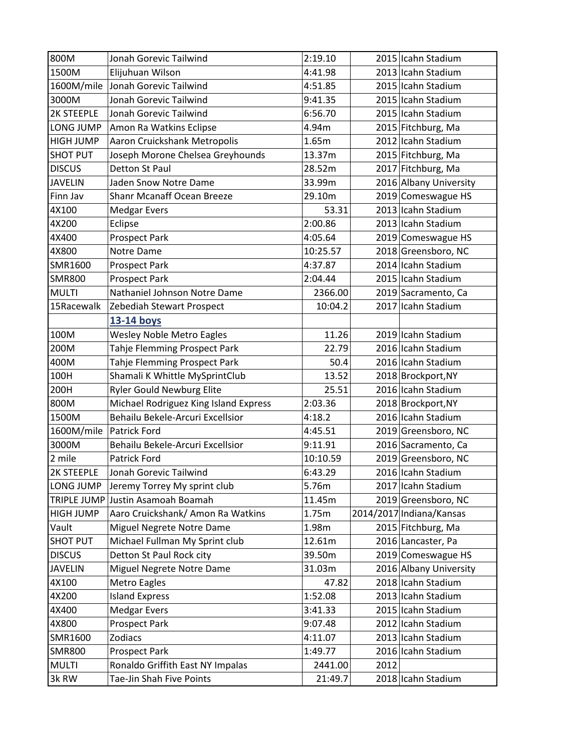| | | | | |
|---|---|---|---|---|
| 800M | Jonah Gorevic Tailwind | 2:19.10 | 2015 | Icahn Stadium |
| 1500M | Elijuhuan Wilson | 4:41.98 | 2013 | Icahn Stadium |
| 1600M/mile | Jonah Gorevic Tailwind | 4:51.85 | 2015 | Icahn Stadium |
| 3000M | Jonah Gorevic Tailwind | 9:41.35 | 2015 | Icahn Stadium |
| 2K STEEPLE | Jonah Gorevic Tailwind | 6:56.70 | 2015 | Icahn Stadium |
| LONG JUMP | Amon Ra Watkins Eclipse | 4.94m | 2015 | Fitchburg, Ma |
| HIGH JUMP | Aaron Cruickshank Metropolis | 1.65m | 2012 | Icahn Stadium |
| SHOT PUT | Joseph Morone Chelsea Greyhounds | 13.37m | 2015 | Fitchburg, Ma |
| DISCUS | Detton St Paul | 28.52m | 2017 | Fitchburg, Ma |
| JAVELIN | Jaden Snow Notre Dame | 33.99m | 2016 | Albany University |
| Finn Jav | Shanr Mcanaff Ocean Breeze | 29.10m | 2019 | Comeswague HS |
| 4X100 | Medgar Evers | 53.31 | 2013 | Icahn Stadium |
| 4X200 | Eclipse | 2:00.86 | 2013 | Icahn Stadium |
| 4X400 | Prospect Park | 4:05.64 | 2019 | Comeswague HS |
| 4X800 | Notre Dame | 10:25.57 | 2018 | Greensboro, NC |
| SMR1600 | Prospect Park | 4:37.87 | 2014 | Icahn Stadium |
| SMR800 | Prospect Park | 2:04.44 | 2015 | Icahn Stadium |
| MULTI | Nathaniel Johnson Notre Dame | 2366.00 | 2019 | Sacramento, Ca |
| 15Racewalk | Zebediah Stewart Prospect | 10:04.2 | 2017 | Icahn Stadium |
| | **13-14 boys** | | | |
| 100M | Wesley Noble Metro Eagles | 11.26 | 2019 | Icahn Stadium |
| 200M | Tahje Flemming Prospect Park | 22.79 | 2016 | Icahn Stadium |
| 400M | Tahje Flemming Prospect Park | 50.4 | 2016 | Icahn Stadium |
| 100H | Shamali K Whittle MySprintClub | 13.52 | 2018 | Brockport,NY |
| 200H | Ryler Gould Newburg Elite | 25.51 | 2016 | Icahn Stadium |
| 800M | Michael Rodriguez King Island Express | 2:03.36 | 2018 | Brockport,NY |
| 1500M | Behailu Bekele-Arcuri Excellsior | 4:18.2 | 2016 | Icahn Stadium |
| 1600M/mile | Patrick Ford | 4:45.51 | 2019 | Greensboro, NC |
| 3000M | Behailu Bekele-Arcuri Excellsior | 9:11.91 | 2016 | Sacramento, Ca |
| 2 mile | Patrick Ford | 10:10.59 | 2019 | Greensboro, NC |
| 2K STEEPLE | Jonah Gorevic Tailwind | 6:43.29 | 2016 | Icahn Stadium |
| LONG JUMP | Jeremy Torrey My sprint club | 5.76m | 2017 | Icahn Stadium |
| TRIPLE JUMP | Justin Asamoah Boamah | 11.45m | 2019 | Greensboro, NC |
| HIGH JUMP | Aaro Cruickshank/ Amon Ra Watkins | 1.75m | 2014/2017 | Indiana/Kansas |
| Vault | Miguel Negrete Notre Dame | 1.98m | 2015 | Fitchburg, Ma |
| SHOT PUT | Michael Fullman My Sprint club | 12.61m | 2016 | Lancaster, Pa |
| DISCUS | Detton St Paul Rock city | 39.50m | 2019 | Comeswague HS |
| JAVELIN | Miguel Negrete Notre Dame | 31.03m | 2016 | Albany University |
| 4X100 | Metro Eagles | 47.82 | 2018 | Icahn Stadium |
| 4X200 | Island Express | 1:52.08 | 2013 | Icahn Stadium |
| 4X400 | Medgar Evers | 3:41.33 | 2015 | Icahn Stadium |
| 4X800 | Prospect Park | 9:07.48 | 2012 | Icahn Stadium |
| SMR1600 | Zodiacs | 4:11.07 | 2013 | Icahn Stadium |
| SMR800 | Prospect Park | 1:49.77 | 2016 | Icahn Stadium |
| MULTI | Ronaldo Griffith East NY Impalas | 2441.00 | 2012 | |
| 3k RW | Tae-Jin Shah Five Points | 21:49.7 | 2018 | Icahn Stadium |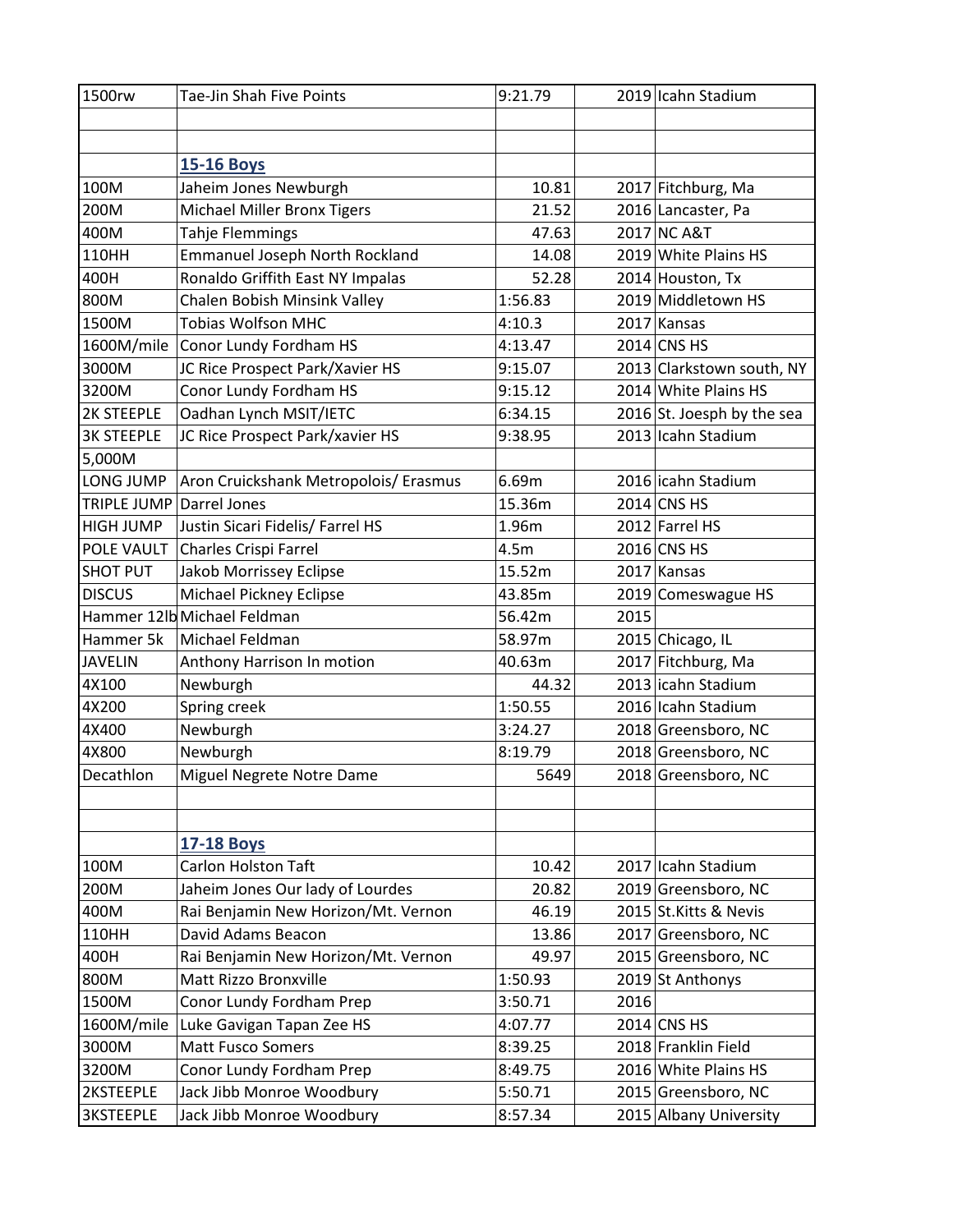| | | | | |
|---|---|---|---|---|
| 1500rw | Tae-Jin Shah Five Points | 9:21.79 | 2019 | Icahn Stadium |
| | | | | |
| | | | | |
| | **15-16 Boys** | | | |
| 100M | Jaheim Jones Newburgh | 10.81 | 2017 | Fitchburg, Ma |
| 200M | Michael Miller Bronx Tigers | 21.52 | 2016 | Lancaster, Pa |
| 400M | Tahje Flemmings | 47.63 | 2017 | NC A&T |
| 110HH | Emmanuel Joseph North Rockland | 14.08 | 2019 | White Plains HS |
| 400H | Ronaldo Griffith East NY Impalas | 52.28 | 2014 | Houston, Tx |
| 800M | Chalen Bobish Minsink Valley | 1:56.83 | 2019 | Middletown HS |
| 1500M | Tobias Wolfson MHC | 4:10.3 | 2017 | Kansas |
| 1600M/mile | Conor Lundy Fordham HS | 4:13.47 | 2014 | CNS HS |
| 3000M | JC Rice Prospect Park/Xavier HS | 9:15.07 | 2013 | Clarkstown south, NY |
| 3200M | Conor Lundy Fordham HS | 9:15.12 | 2014 | White Plains HS |
| 2K STEEPLE | Oadhan Lynch MSIT/IETC | 6:34.15 | 2016 | St. Joesph by the sea |
| 3K STEEPLE | JC Rice Prospect Park/xavier HS | 9:38.95 | 2013 | Icahn Stadium |
| 5,000M | | | | |
| LONG JUMP | Aron Cruickshank Metropolois/ Erasmus | 6.69m | 2016 | icahn Stadium |
| TRIPLE JUMP | Darrel Jones | 15.36m | 2014 | CNS HS |
| HIGH JUMP | Justin Sicari Fidelis/ Farrel HS | 1.96m | 2012 | Farrel HS |
| POLE VAULT | Charles Crispi Farrel | 4.5m | 2016 | CNS HS |
| SHOT PUT | Jakob Morrissey Eclipse | 15.52m | 2017 | Kansas |
| DISCUS | Michael Pickney Eclipse | 43.85m | 2019 | Comeswague HS |
| Hammer 12lb | Michael Feldman | 56.42m | 2015 | |
| Hammer 5k | Michael Feldman | 58.97m | 2015 | Chicago, IL |
| JAVELIN | Anthony Harrison In motion | 40.63m | 2017 | Fitchburg, Ma |
| 4X100 | Newburgh | 44.32 | 2013 | icahn Stadium |
| 4X200 | Spring creek | 1:50.55 | 2016 | Icahn Stadium |
| 4X400 | Newburgh | 3:24.27 | 2018 | Greensboro, NC |
| 4X800 | Newburgh | 8:19.79 | 2018 | Greensboro, NC |
| Decathlon | Miguel Negrete Notre Dame | 5649 | 2018 | Greensboro, NC |
| | | | | |
| | | | | |
| | **17-18 Boys** | | | |
| 100M | Carlon Holston Taft | 10.42 | 2017 | Icahn Stadium |
| 200M | Jaheim Jones Our lady of Lourdes | 20.82 | 2019 | Greensboro, NC |
| 400M | Rai Benjamin New Horizon/Mt. Vernon | 46.19 | 2015 | St.Kitts & Nevis |
| 110HH | David Adams Beacon | 13.86 | 2017 | Greensboro, NC |
| 400H | Rai Benjamin New Horizon/Mt. Vernon | 49.97 | 2015 | Greensboro, NC |
| 800M | Matt Rizzo Bronxville | 1:50.93 | 2019 | St Anthonys |
| 1500M | Conor Lundy Fordham Prep | 3:50.71 | 2016 | |
| 1600M/mile | Luke Gavigan Tapan Zee HS | 4:07.77 | 2014 | CNS HS |
| 3000M | Matt Fusco Somers | 8:39.25 | 2018 | Franklin Field |
| 3200M | Conor Lundy Fordham Prep | 8:49.75 | 2016 | White Plains HS |
| 2KSTEEPLE | Jack Jibb Monroe Woodbury | 5:50.71 | 2015 | Greensboro, NC |
| 3KSTEEPLE | Jack Jibb Monroe Woodbury | 8:57.34 | 2015 | Albany University |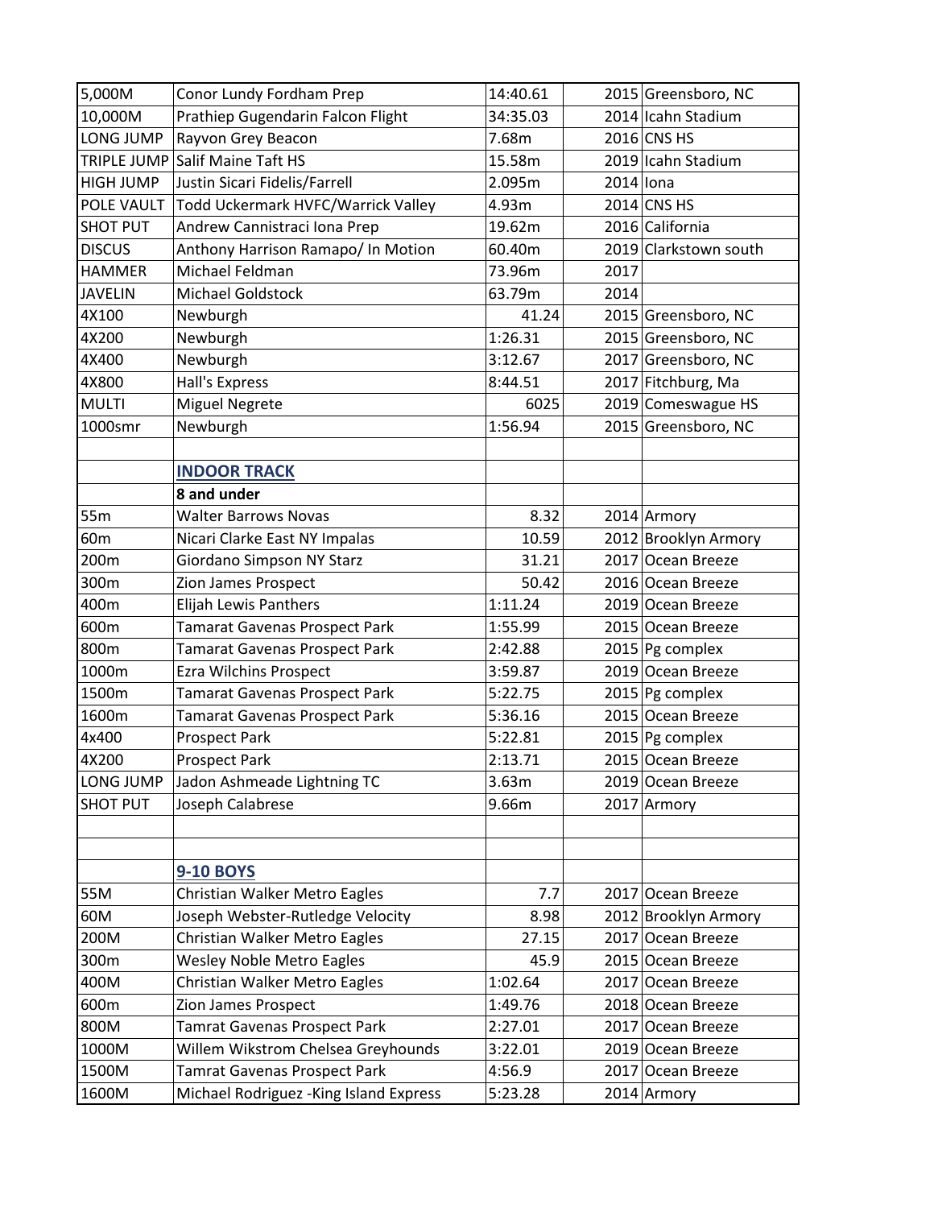| | | | | |
|---|---|---|---|---|
| 5,000M | Conor Lundy Fordham Prep | 14:40.61 | 2015 | Greensboro, NC |
| 10,000M | Prathiep Gugendarin Falcon Flight | 34:35.03 | 2014 | Icahn Stadium |
| LONG JUMP | Rayvon Grey Beacon | 7.68m | 2016 | CNS HS |
| TRIPLE JUMP | Salif Maine Taft HS | 15.58m | 2019 | Icahn Stadium |
| HIGH JUMP | Justin Sicari Fidelis/Farrell | 2.095m | 2014 | Iona |
| POLE VAULT | Todd Uckermark HVFC/Warrick Valley | 4.93m | 2014 | CNS HS |
| SHOT PUT | Andrew Cannistraci Iona Prep | 19.62m | 2016 | California |
| DISCUS | Anthony Harrison Ramapo/ In Motion | 60.40m | 2019 | Clarkstown south |
| HAMMER | Michael Feldman | 73.96m | 2017 | |
| JAVELIN | Michael Goldstock | 63.79m | 2014 | |
| 4X100 | Newburgh | 41.24 | 2015 | Greensboro, NC |
| 4X200 | Newburgh | 1:26.31 | 2015 | Greensboro, NC |
| 4X400 | Newburgh | 3:12.67 | 2017 | Greensboro, NC |
| 4X800 | Hall's Express | 8:44.51 | 2017 | Fitchburg, Ma |
| MULTI | Miguel Negrete | 6025 | 2019 | Comeswague HS |
| 1000smr | Newburgh | 1:56.94 | 2015 | Greensboro, NC |
| | | | | |
| | **INDOOR TRACK** | | | |
| | **8 and under** | | | |
| 55m | Walter Barrows Novas | 8.32 | 2014 | Armory |
| 60m | Nicari Clarke East NY Impalas | 10.59 | 2012 | Brooklyn Armory |
| 200m | Giordano Simpson NY Starz | 31.21 | 2017 | Ocean Breeze |
| 300m | Zion James Prospect | 50.42 | 2016 | Ocean Breeze |
| 400m | Elijah Lewis Panthers | 1:11.24 | 2019 | Ocean Breeze |
| 600m | Tamarat Gavenas Prospect Park | 1:55.99 | 2015 | Ocean Breeze |
| 800m | Tamarat Gavenas Prospect Park | 2:42.88 | 2015 | Pg complex |
| 1000m | Ezra Wilchins Prospect | 3:59.87 | 2019 | Ocean Breeze |
| 1500m | Tamarat Gavenas Prospect Park | 5:22.75 | 2015 | Pg complex |
| 1600m | Tamarat Gavenas Prospect Park | 5:36.16 | 2015 | Ocean Breeze |
| 4x400 | Prospect Park | 5:22.81 | 2015 | Pg complex |
| 4X200 | Prospect Park | 2:13.71 | 2015 | Ocean Breeze |
| LONG JUMP | Jadon Ashmeade Lightning TC | 3.63m | 2019 | Ocean Breeze |
| SHOT PUT | Joseph Calabrese | 9.66m | 2017 | Armory |
| | | | | |
| | | | | |
| | **9-10 BOYS** | | | |
| 55M | Christian Walker Metro Eagles | 7.7 | 2017 | Ocean Breeze |
| 60M | Joseph Webster-Rutledge Velocity | 8.98 | 2012 | Brooklyn Armory |
| 200M | Christian Walker Metro Eagles | 27.15 | 2017 | Ocean Breeze |
| 300m | Wesley Noble Metro Eagles | 45.9 | 2015 | Ocean Breeze |
| 400M | Christian Walker Metro Eagles | 1:02.64 | 2017 | Ocean Breeze |
| 600m | Zion James Prospect | 1:49.76 | 2018 | Ocean Breeze |
| 800M | Tamrat Gavenas Prospect Park | 2:27.01 | 2017 | Ocean Breeze |
| 1000M | Willem Wikstrom Chelsea Greyhounds | 3:22.01 | 2019 | Ocean Breeze |
| 1500M | Tamrat Gavenas Prospect Park | 4:56.9 | 2017 | Ocean Breeze |
| 1600M | Michael Rodriguez -King Island Express | 5:23.28 | 2014 | Armory |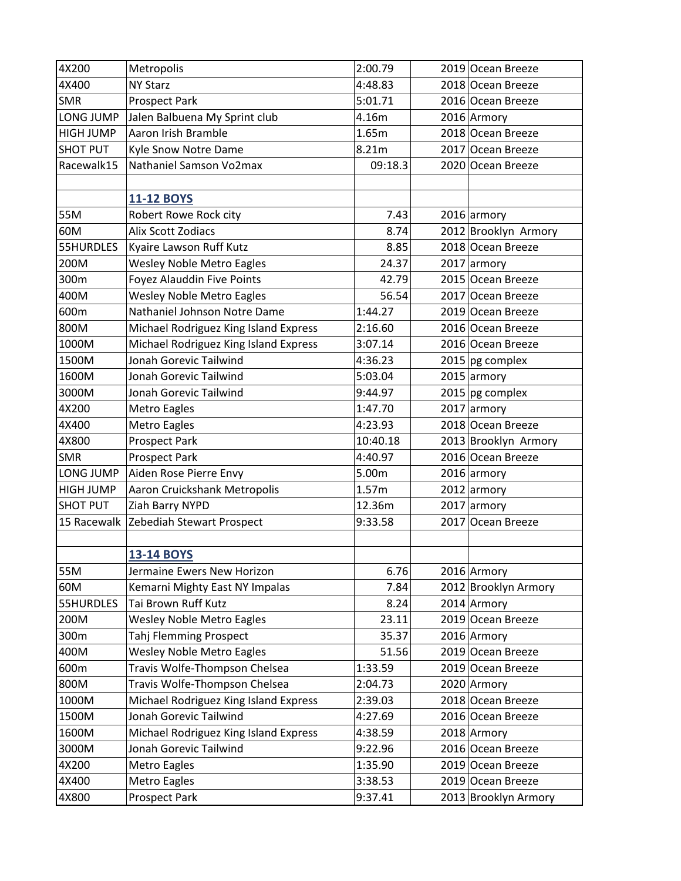| | | | | |
|---|---|---|---|---|
| 4X200 | Metropolis | 2:00.79 | 2019 | Ocean Breeze |
| 4X400 | NY Starz | 4:48.83 | 2018 | Ocean Breeze |
| SMR | Prospect Park | 5:01.71 | 2016 | Ocean Breeze |
| LONG JUMP | Jalen Balbuena My Sprint club | 4.16m | 2016 | Armory |
| HIGH JUMP | Aaron Irish Bramble | 1.65m | 2018 | Ocean Breeze |
| SHOT PUT | Kyle Snow Notre Dame | 8.21m | 2017 | Ocean Breeze |
| Racewalk15 | Nathaniel Samson Vo2max | 09:18.3 | 2020 | Ocean Breeze |
| | | | | |
| | **11-12 BOYS** | | | |
| 55M | Robert Rowe Rock city | 7.43 | 2016 | armory |
| 60M | Alix Scott Zodiacs | 8.74 | 2012 | Brooklyn Armory |
| 55HURDLES | Kyaire Lawson Ruff Kutz | 8.85 | 2018 | Ocean Breeze |
| 200M | Wesley Noble Metro Eagles | 24.37 | 2017 | armory |
| 300m | Foyez Alauddin Five Points | 42.79 | 2015 | Ocean Breeze |
| 400M | Wesley Noble Metro Eagles | 56.54 | 2017 | Ocean Breeze |
| 600m | Nathaniel Johnson Notre Dame | 1:44.27 | 2019 | Ocean Breeze |
| 800M | Michael Rodriguez King Island Express | 2:16.60 | 2016 | Ocean Breeze |
| 1000M | Michael Rodriguez King Island Express | 3:07.14 | 2016 | Ocean Breeze |
| 1500M | Jonah Gorevic Tailwind | 4:36.23 | 2015 | pg complex |
| 1600M | Jonah Gorevic Tailwind | 5:03.04 | 2015 | armory |
| 3000M | Jonah Gorevic Tailwind | 9:44.97 | 2015 | pg complex |
| 4X200 | Metro Eagles | 1:47.70 | 2017 | armory |
| 4X400 | Metro Eagles | 4:23.93 | 2018 | Ocean Breeze |
| 4X800 | Prospect Park | 10:40.18 | 2013 | Brooklyn Armory |
| SMR | Prospect Park | 4:40.97 | 2016 | Ocean Breeze |
| LONG JUMP | Aiden Rose Pierre Envy | 5.00m | 2016 | armory |
| HIGH JUMP | Aaron Cruickshank Metropolis | 1.57m | 2012 | armory |
| SHOT PUT | Ziah Barry NYPD | 12.36m | 2017 | armory |
| 15 Racewalk | Zebediah Stewart Prospect | 9:33.58 | 2017 | Ocean Breeze |
| | | | | |
| | **13-14 BOYS** | | | |
| 55M | Jermaine Ewers New Horizon | 6.76 | 2016 | Armory |
| 60M | Kemarni Mighty East NY Impalas | 7.84 | 2012 | Brooklyn Armory |
| 55HURDLES | Tai Brown Ruff Kutz | 8.24 | 2014 | Armory |
| 200M | Wesley Noble Metro Eagles | 23.11 | 2019 | Ocean Breeze |
| 300m | Tahj Flemming Prospect | 35.37 | 2016 | Armory |
| 400M | Wesley Noble Metro Eagles | 51.56 | 2019 | Ocean Breeze |
| 600m | Travis Wolfe-Thompson Chelsea | 1:33.59 | 2019 | Ocean Breeze |
| 800M | Travis Wolfe-Thompson Chelsea | 2:04.73 | 2020 | Armory |
| 1000M | Michael Rodriguez King Island Express | 2:39.03 | 2018 | Ocean Breeze |
| 1500M | Jonah Gorevic Tailwind | 4:27.69 | 2016 | Ocean Breeze |
| 1600M | Michael Rodriguez King Island Express | 4:38.59 | 2018 | Armory |
| 3000M | Jonah Gorevic Tailwind | 9:22.96 | 2016 | Ocean Breeze |
| 4X200 | Metro Eagles | 1:35.90 | 2019 | Ocean Breeze |
| 4X400 | Metro Eagles | 3:38.53 | 2019 | Ocean Breeze |
| 4X800 | Prospect Park | 9:37.41 | 2013 | Brooklyn Armory |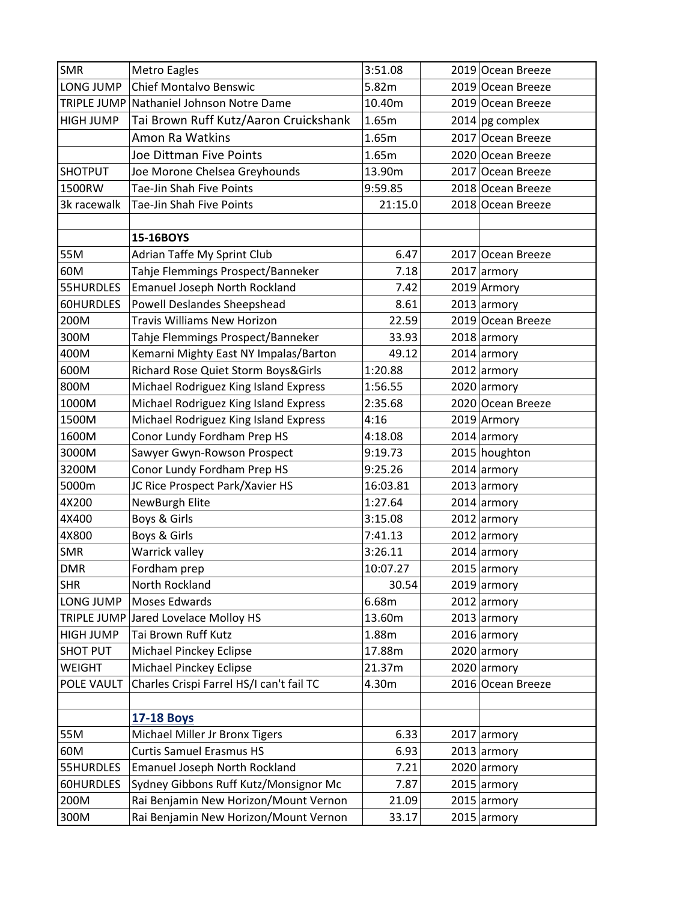| | | | | |
|---|---|---|---|---|
| SMR | Metro Eagles | 3:51.08 | 2019 | Ocean Breeze |
| LONG JUMP | Chief Montalvo Benswic | 5.82m | 2019 | Ocean Breeze |
| TRIPLE JUMP | Nathaniel Johnson Notre Dame | 10.40m | 2019 | Ocean Breeze |
| HIGH JUMP | Tai Brown Ruff Kutz/Aaron Cruickshank | 1.65m | 2014 | pg complex |
| | Amon Ra Watkins | 1.65m | 2017 | Ocean Breeze |
| | Joe Dittman Five Points | 1.65m | 2020 | Ocean Breeze |
| SHOTPUT | Joe Morone Chelsea Greyhounds | 13.90m | 2017 | Ocean Breeze |
| 1500RW | Tae-Jin Shah Five Points | 9:59.85 | 2018 | Ocean Breeze |
| 3k racewalk | Tae-Jin Shah Five Points | 21:15.0 | 2018 | Ocean Breeze |
| | | | | |
| | **15-16BOYS** | | | |
| 55M | Adrian Taffe My Sprint Club | 6.47 | 2017 | Ocean Breeze |
| 60M | Tahje Flemmings Prospect/Banneker | 7.18 | 2017 | armory |
| 55HURDLES | Emanuel Joseph North Rockland | 7.42 | 2019 | Armory |
| 60HURDLES | Powell Deslandes Sheepshead | 8.61 | 2013 | armory |
| 200M | Travis Williams New Horizon | 22.59 | 2019 | Ocean Breeze |
| 300M | Tahje Flemmings Prospect/Banneker | 33.93 | 2018 | armory |
| 400M | Kemarni Mighty East NY Impalas/Barton | 49.12 | 2014 | armory |
| 600M | Richard Rose Quiet Storm Boys&Girls | 1:20.88 | 2012 | armory |
| 800M | Michael Rodriguez King Island Express | 1:56.55 | 2020 | armory |
| 1000M | Michael Rodriguez King Island Express | 2:35.68 | 2020 | Ocean Breeze |
| 1500M | Michael Rodriguez King Island Express | 4:16 | 2019 | Armory |
| 1600M | Conor Lundy Fordham Prep HS | 4:18.08 | 2014 | armory |
| 3000M | Sawyer Gwyn-Rowson Prospect | 9:19.73 | 2015 | houghton |
| 3200M | Conor Lundy Fordham Prep HS | 9:25.26 | 2014 | armory |
| 5000m | JC Rice Prospect Park/Xavier HS | 16:03.81 | 2013 | armory |
| 4X200 | NewBurgh Elite | 1:27.64 | 2014 | armory |
| 4X400 | Boys & Girls | 3:15.08 | 2012 | armory |
| 4X800 | Boys & Girls | 7:41.13 | 2012 | armory |
| SMR | Warrick valley | 3:26.11 | 2014 | armory |
| DMR | Fordham prep | 10:07.27 | 2015 | armory |
| SHR | North Rockland | 30.54 | 2019 | armory |
| LONG JUMP | Moses Edwards | 6.68m | 2012 | armory |
| TRIPLE JUMP | Jared Lovelace Molloy HS | 13.60m | 2013 | armory |
| HIGH JUMP | Tai Brown Ruff Kutz | 1.88m | 2016 | armory |
| SHOT PUT | Michael Pinckey Eclipse | 17.88m | 2020 | armory |
| WEIGHT | Michael Pinckey Eclipse | 21.37m | 2020 | armory |
| POLE VAULT | Charles Crispi Farrel HS/I can't fail TC | 4.30m | 2016 | Ocean Breeze |
| | | | | |
| | **17-18 Boys** | | | |
| 55M | Michael Miller Jr Bronx Tigers | 6.33 | 2017 | armory |
| 60M | Curtis Samuel Erasmus HS | 6.93 | 2013 | armory |
| 55HURDLES | Emanuel Joseph North Rockland | 7.21 | 2020 | armory |
| 60HURDLES | Sydney Gibbons Ruff Kutz/Monsignor Mc | 7.87 | 2015 | armory |
| 200M | Rai Benjamin New Horizon/Mount Vernon | 21.09 | 2015 | armory |
| 300M | Rai Benjamin New Horizon/Mount Vernon | 33.17 | 2015 | armory |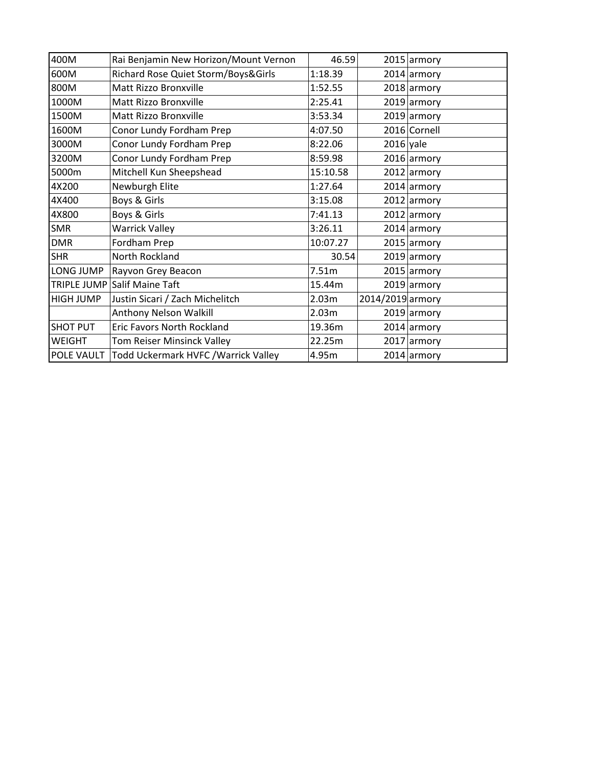| | | | | |
|---|---|---|---|---|
| 400M | Rai Benjamin New Horizon/Mount Vernon | 46.59 | 2015 | armory |
| 600M | Richard Rose Quiet Storm/Boys&Girls | 1:18.39 | 2014 | armory |
| 800M | Matt Rizzo Bronxville | 1:52.55 | 2018 | armory |
| 1000M | Matt Rizzo Bronxville | 2:25.41 | 2019 | armory |
| 1500M | Matt Rizzo Bronxville | 3:53.34 | 2019 | armory |
| 1600M | Conor Lundy Fordham Prep | 4:07.50 | 2016 | Cornell |
| 3000M | Conor Lundy Fordham Prep | 8:22.06 | 2016 | yale |
| 3200M | Conor Lundy Fordham Prep | 8:59.98 | 2016 | armory |
| 5000m | Mitchell Kun Sheepshead | 15:10.58 | 2012 | armory |
| 4X200 | Newburgh Elite | 1:27.64 | 2014 | armory |
| 4X400 | Boys & Girls | 3:15.08 | 2012 | armory |
| 4X800 | Boys & Girls | 7:41.13 | 2012 | armory |
| SMR | Warrick Valley | 3:26.11 | 2014 | armory |
| DMR | Fordham Prep | 10:07.27 | 2015 | armory |
| SHR | North Rockland | 30.54 | 2019 | armory |
| LONG JUMP | Rayvon Grey Beacon | 7.51m | 2015 | armory |
| TRIPLE JUMP | Salif Maine Taft | 15.44m | 2019 | armory |
| HIGH JUMP | Justin Sicari / Zach Michelitch | 2.03m | 2014/2019 | armory |
| | Anthony Nelson Walkill | 2.03m | 2019 | armory |
| SHOT PUT | Eric Favors North Rockland | 19.36m | 2014 | armory |
| WEIGHT | Tom Reiser Minsinck Valley | 22.25m | 2017 | armory |
| POLE VAULT | Todd Uckermark HVFC /Warrick Valley | 4.95m | 2014 | armory |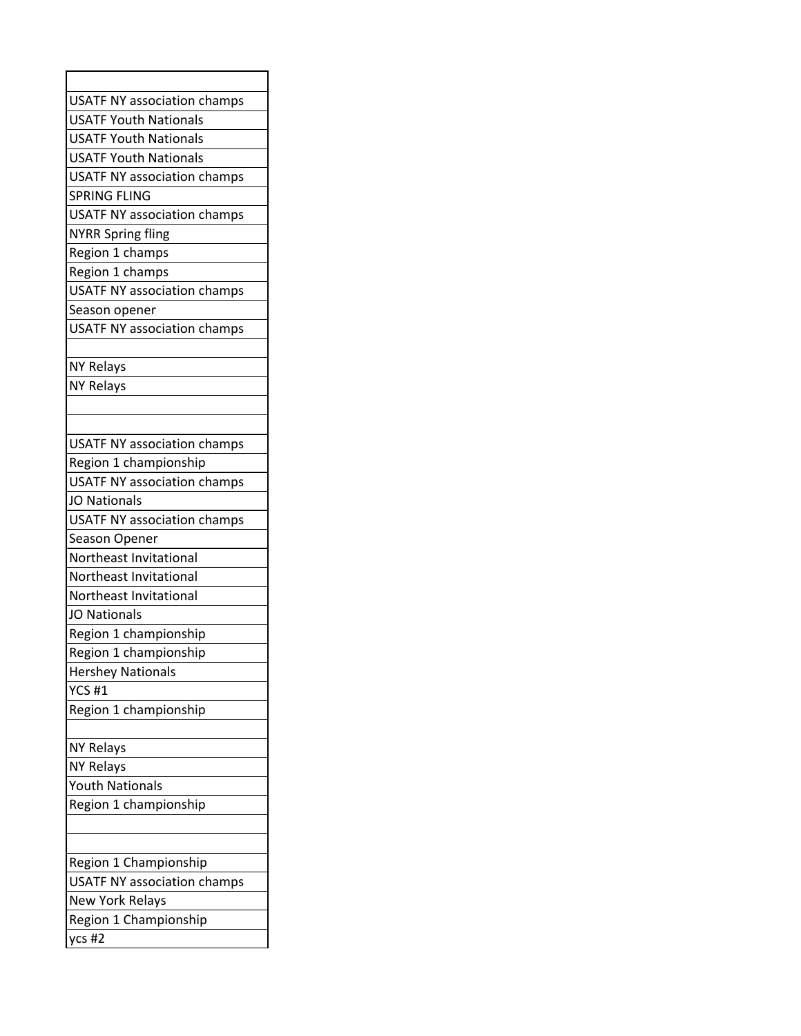| |
|---|
| USATF NY association champs |
| USATF Youth Nationals |
| USATF Youth Nationals |
| USATF Youth Nationals |
| USATF NY association champs |
| SPRING FLING |
| USATF NY association champs |
| NYRR Spring fling |
| Region 1 champs |
| Region 1 champs |
| USATF NY association champs |
| Season opener |
| USATF NY association champs |
| |
| NY Relays |
| NY Relays |
| |
| |
| USATF NY association champs |
| Region 1 championship |
| USATF NY association champs |
| JO Nationals |
| USATF NY association champs |
| Season Opener |
| Northeast Invitational |
| Northeast Invitational |
| Northeast Invitational |
| JO Nationals |
| Region 1 championship |
| Region 1 championship |
| Hershey Nationals |
| YCS #1 |
| Region 1 championship |
| |
| NY Relays |
| NY Relays |
| Youth Nationals |
| Region 1 championship |
| |
| |
| Region 1 Championship |
| USATF NY association champs |
| New York Relays |
| Region 1 Championship |
| ycs #2 |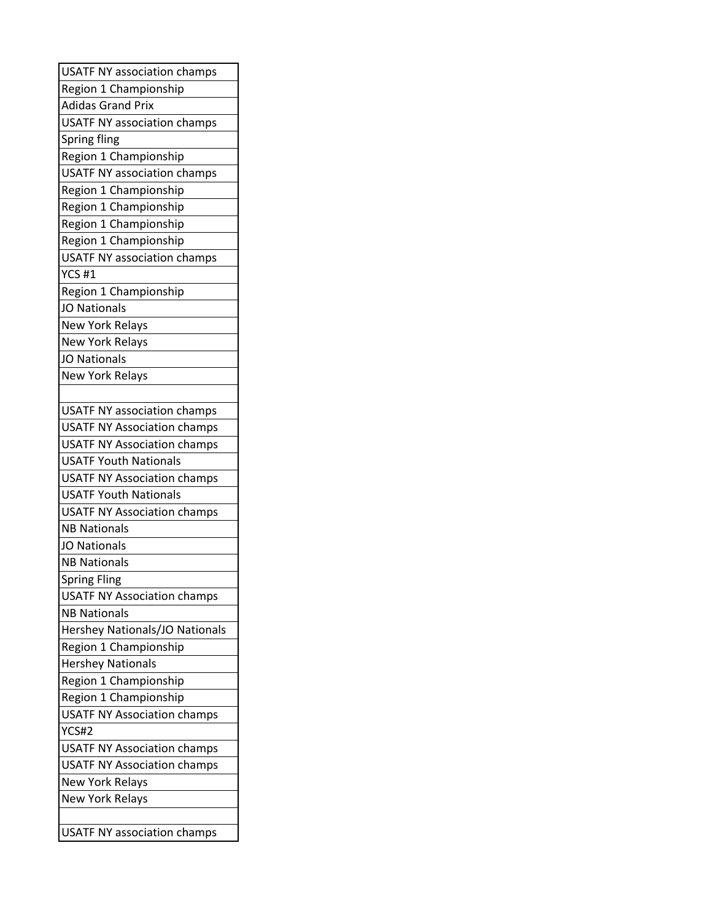| USATF NY association champs |
|---|
| Region 1 Championship |
| Adidas Grand Prix |
| USATF NY association champs |
| Spring fling |
| Region 1 Championship |
| USATF NY association champs |
| Region 1 Championship |
| Region 1 Championship |
| Region 1 Championship |
| Region 1 Championship |
| USATF NY association champs |
| YCS #1 |
| Region 1 Championship |
| JO Nationals |
| New York Relays |
| New York Relays |
| JO Nationals |
| New York Relays |
| |
| USATF NY association champs |
| USATF NY Association champs |
| USATF NY Association champs |
| USATF Youth Nationals |
| USATF NY Association champs |
| USATF Youth Nationals |
| USATF NY Association champs |
| NB Nationals |
| JO Nationals |
| NB Nationals |
| Spring Fling |
| USATF NY Association champs |
| NB Nationals |
| Hershey Nationals/JO Nationals |
| Region 1 Championship |
| Hershey Nationals |
| Region 1 Championship |
| Region 1 Championship |
| USATF NY Association champs |
| YCS#2 |
| USATF NY Association champs |
| USATF NY Association champs |
| New York Relays |
| New York Relays |
| |
| USATF NY association champs |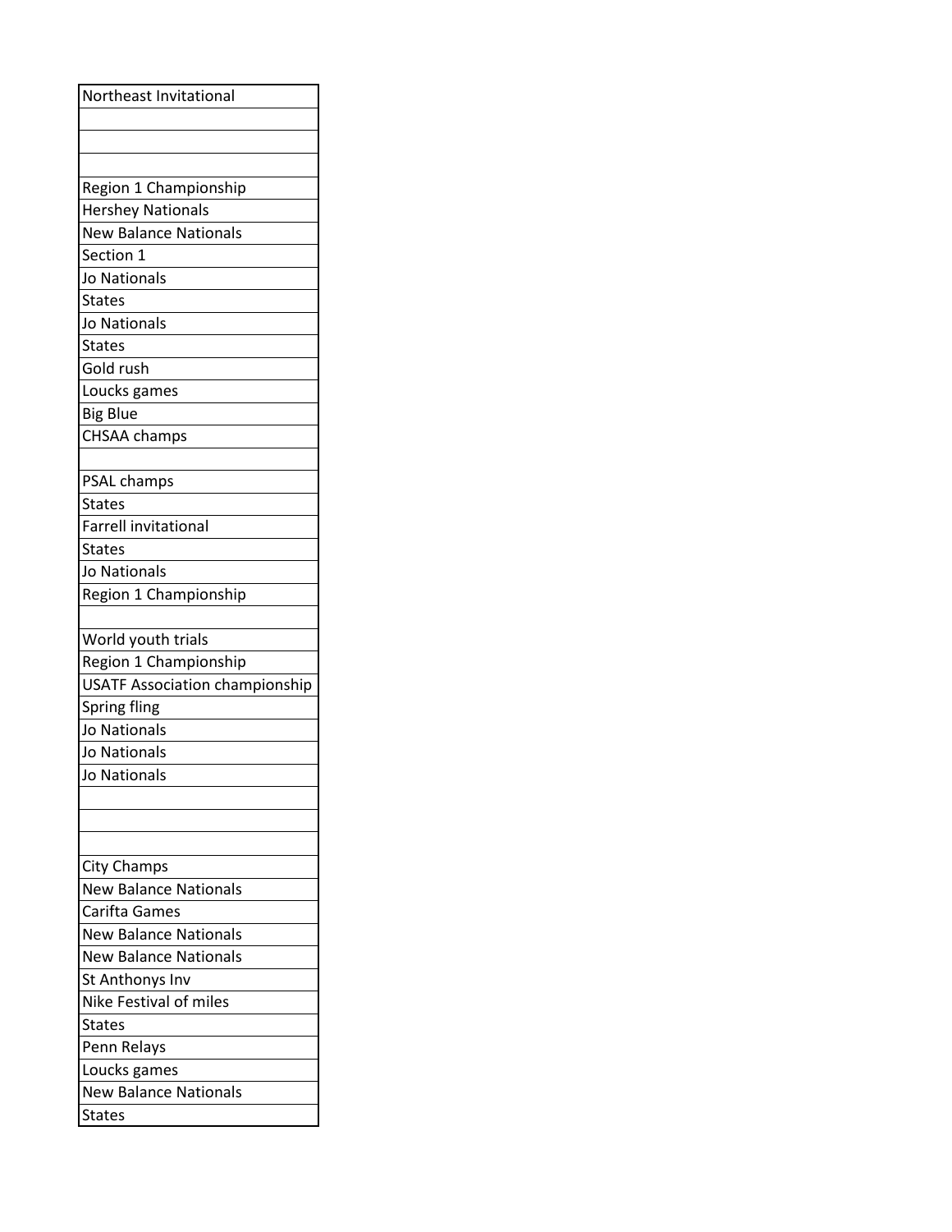| |
|---|
| Northeast Invitational |
| |
| |
| |
| Region 1 Championship |
| Hershey Nationals |
| New Balance Nationals |
| Section 1 |
| Jo Nationals |
| States |
| Jo Nationals |
| States |
| Gold rush |
| Loucks games |
| Big Blue |
| CHSAA champs |
| |
| PSAL champs |
| States |
| Farrell invitational |
| States |
| Jo Nationals |
| Region 1 Championship |
| |
| World youth trials |
| Region 1 Championship |
| USATF Association championship |
| Spring fling |
| Jo Nationals |
| Jo Nationals |
| Jo Nationals |
| |
| |
| |
| City Champs |
| New Balance Nationals |
| Carifta Games |
| New Balance Nationals |
| New Balance Nationals |
| St Anthonys Inv |
| Nike Festival of miles |
| States |
| Penn Relays |
| Loucks games |
| New Balance Nationals |
| States |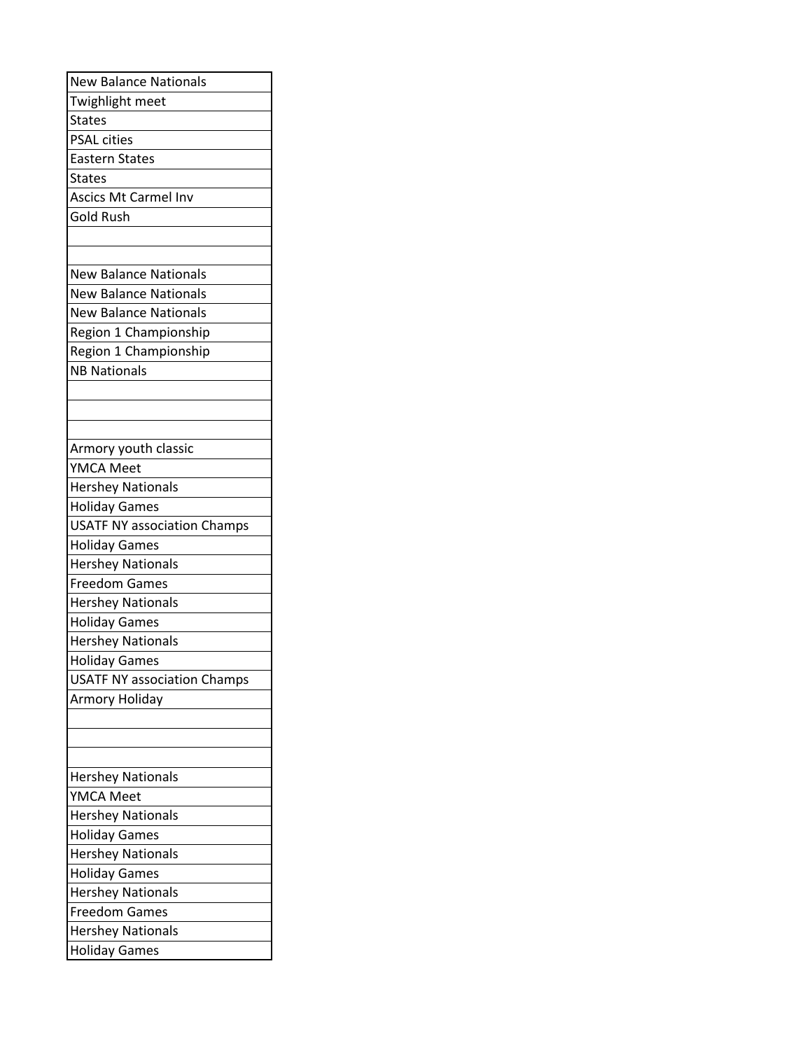| New Balance Nationals |
| --- |
| Twighlight meet |
| States |
| PSAL cities |
| Eastern States |
| States |
| Ascics Mt Carmel Inv |
| Gold Rush |
| |
| |
| New Balance Nationals |
| New Balance Nationals |
| New Balance Nationals |
| Region 1 Championship |
| Region 1 Championship |
| NB Nationals |
| |
| |
| |
| Armory youth classic |
| YMCA Meet |
| Hershey Nationals |
| Holiday Games |
| USATF NY association Champs |
| Holiday Games |
| Hershey Nationals |
| Freedom Games |
| Hershey Nationals |
| Holiday Games |
| Hershey Nationals |
| Holiday Games |
| USATF NY association Champs |
| Armory Holiday |
| |
| |
| |
| Hershey Nationals |
| YMCA Meet |
| Hershey Nationals |
| Holiday Games |
| Hershey Nationals |
| Holiday Games |
| Hershey Nationals |
| Freedom Games |
| Hershey Nationals |
| Holiday Games |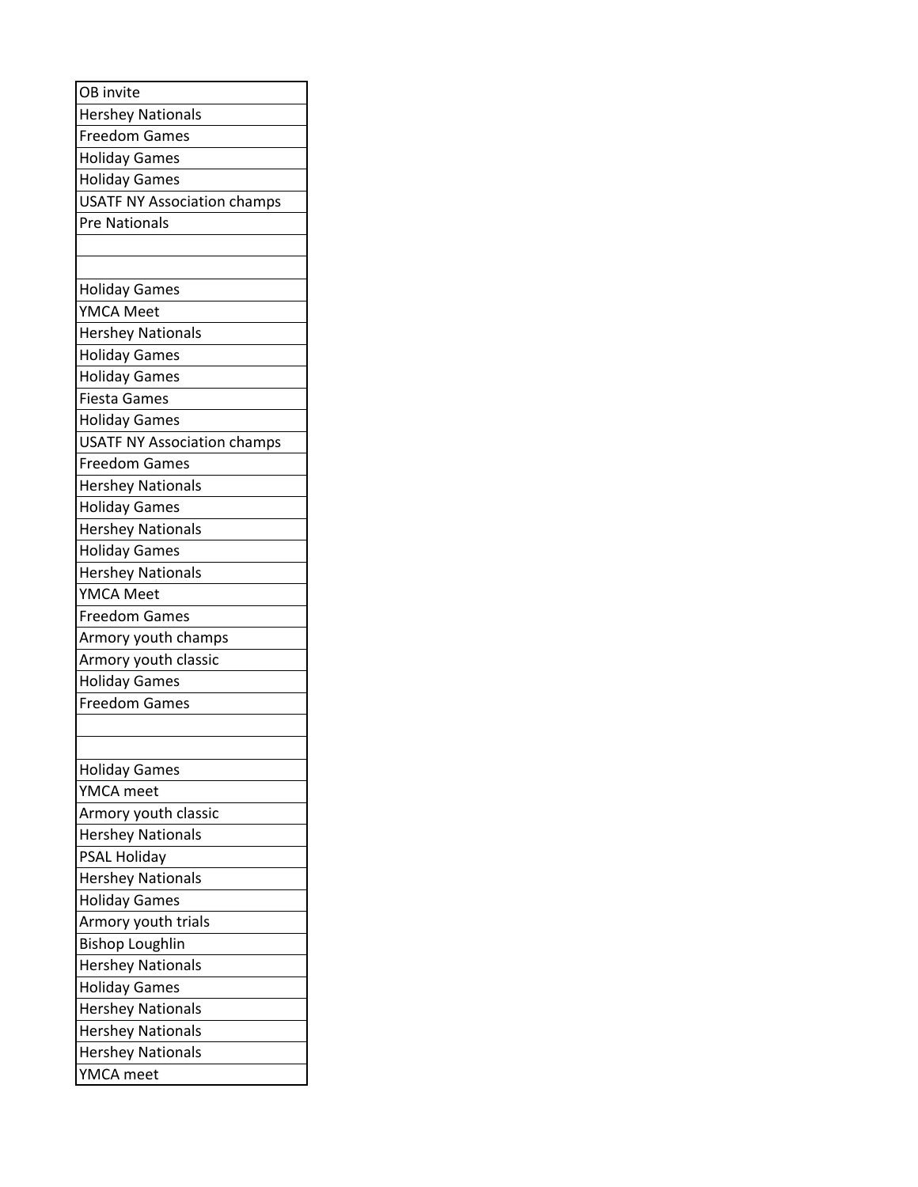| OB invite |
| --- |
| Hershey Nationals |
| Freedom Games |
| Holiday Games |
| Holiday Games |
| USATF NY Association champs |
| Pre Nationals |
| |
| |
| Holiday Games |
| YMCA Meet |
| Hershey Nationals |
| Holiday Games |
| Holiday Games |
| Fiesta Games |
| Holiday Games |
| USATF NY Association champs |
| Freedom Games |
| Hershey Nationals |
| Holiday Games |
| Hershey Nationals |
| Holiday Games |
| Hershey Nationals |
| YMCA Meet |
| Freedom Games |
| Armory youth champs |
| Armory youth classic |
| Holiday Games |
| Freedom Games |
| |
| |
| Holiday Games |
| YMCA meet |
| Armory youth classic |
| Hershey Nationals |
| PSAL Holiday |
| Hershey Nationals |
| Holiday Games |
| Armory youth trials |
| Bishop Loughlin |
| Hershey Nationals |
| Holiday Games |
| Hershey Nationals |
| Hershey Nationals |
| Hershey Nationals |
| YMCA meet |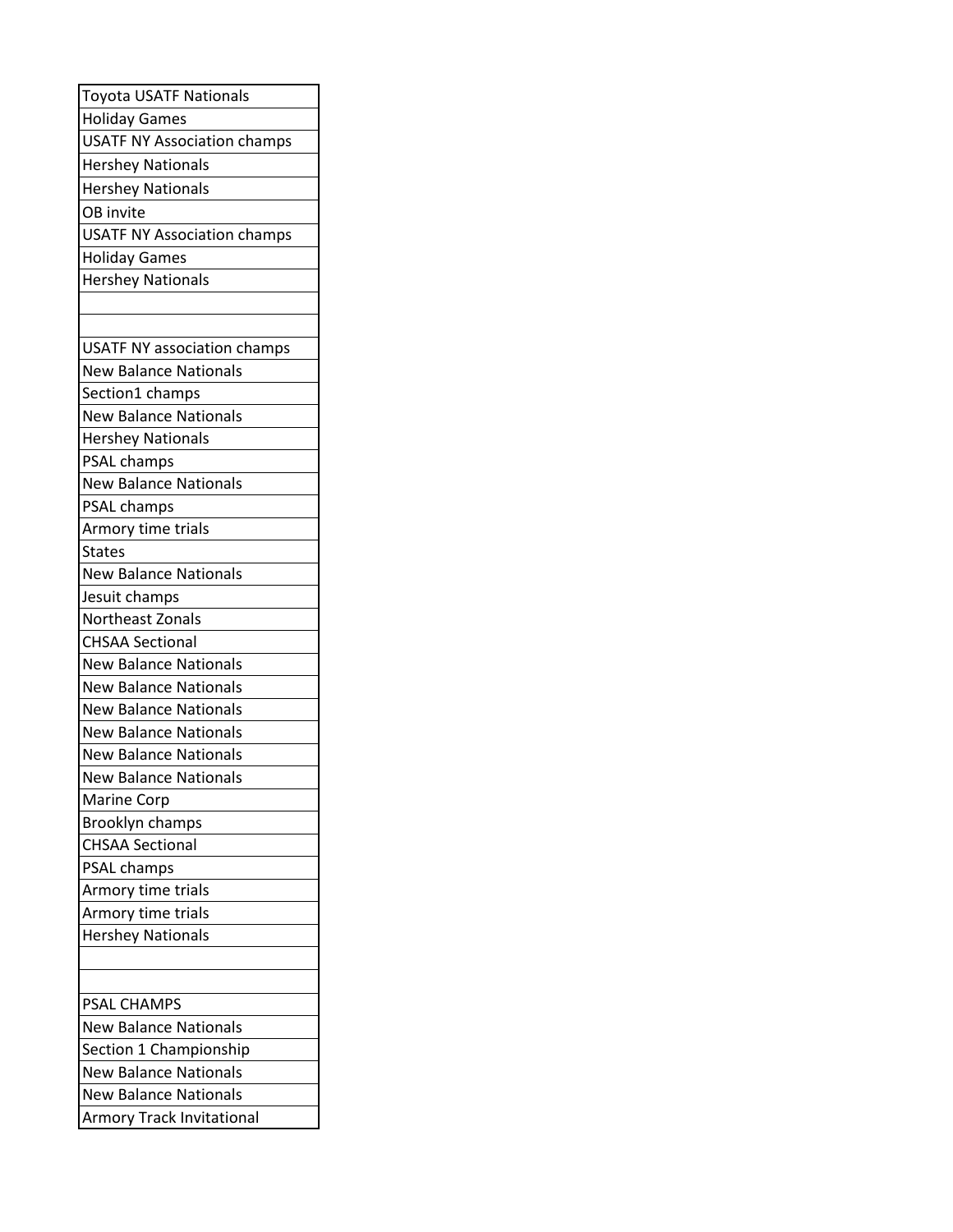| Toyota USATF Nationals |
| --- |
| Holiday Games |
| USATF NY Association champs |
| Hershey Nationals |
| Hershey Nationals |
| OB invite |
| USATF NY Association champs |
| Holiday Games |
| Hershey Nationals |
| |
| |
| USATF NY association champs |
| New Balance Nationals |
| Section1 champs |
| New Balance Nationals |
| Hershey Nationals |
| PSAL champs |
| New Balance Nationals |
| PSAL champs |
| Armory time trials |
| States |
| New Balance Nationals |
| Jesuit champs |
| Northeast Zonals |
| CHSAA Sectional |
| New Balance Nationals |
| New Balance Nationals |
| New Balance Nationals |
| New Balance Nationals |
| New Balance Nationals |
| New Balance Nationals |
| Marine Corp |
| Brooklyn champs |
| CHSAA Sectional |
| PSAL champs |
| Armory time trials |
| Armory time trials |
| Hershey Nationals |
| |
| |
| PSAL CHAMPS |
| New Balance Nationals |
| Section 1 Championship |
| New Balance Nationals |
| New Balance Nationals |
| Armory Track Invitational |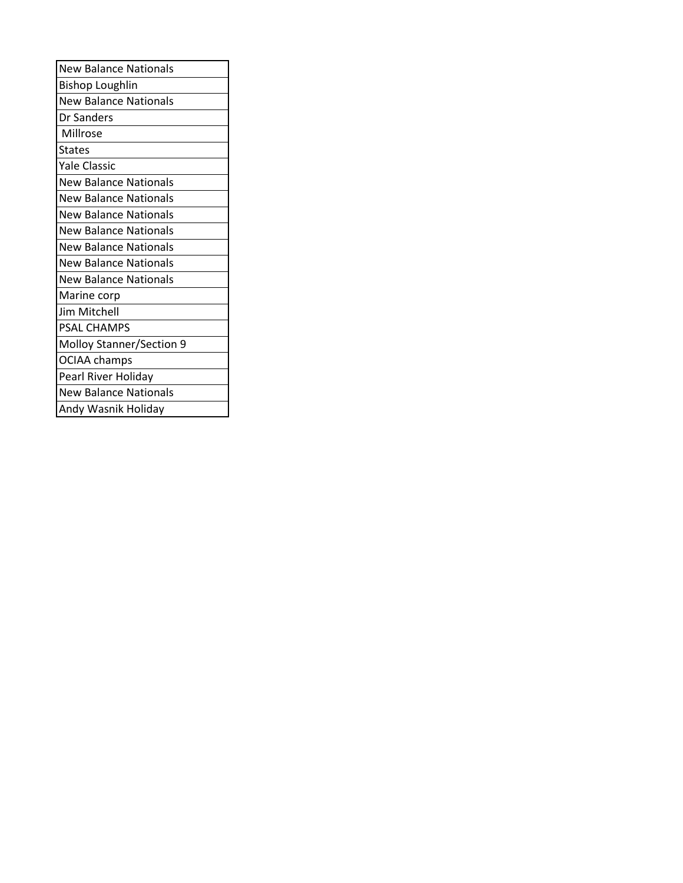| |
|---|
| New Balance Nationals |
| Bishop Loughlin |
| New Balance Nationals |
| Dr Sanders |
| Millrose |
| States |
| Yale Classic |
| New Balance Nationals |
| New Balance Nationals |
| New Balance Nationals |
| New Balance Nationals |
| New Balance Nationals |
| New Balance Nationals |
| New Balance Nationals |
| Marine corp |
| Jim Mitchell |
| PSAL CHAMPS |
| Molloy Stanner/Section 9 |
| OCIAA champs |
| Pearl River Holiday |
| New Balance Nationals |
| Andy Wasnik Holiday |